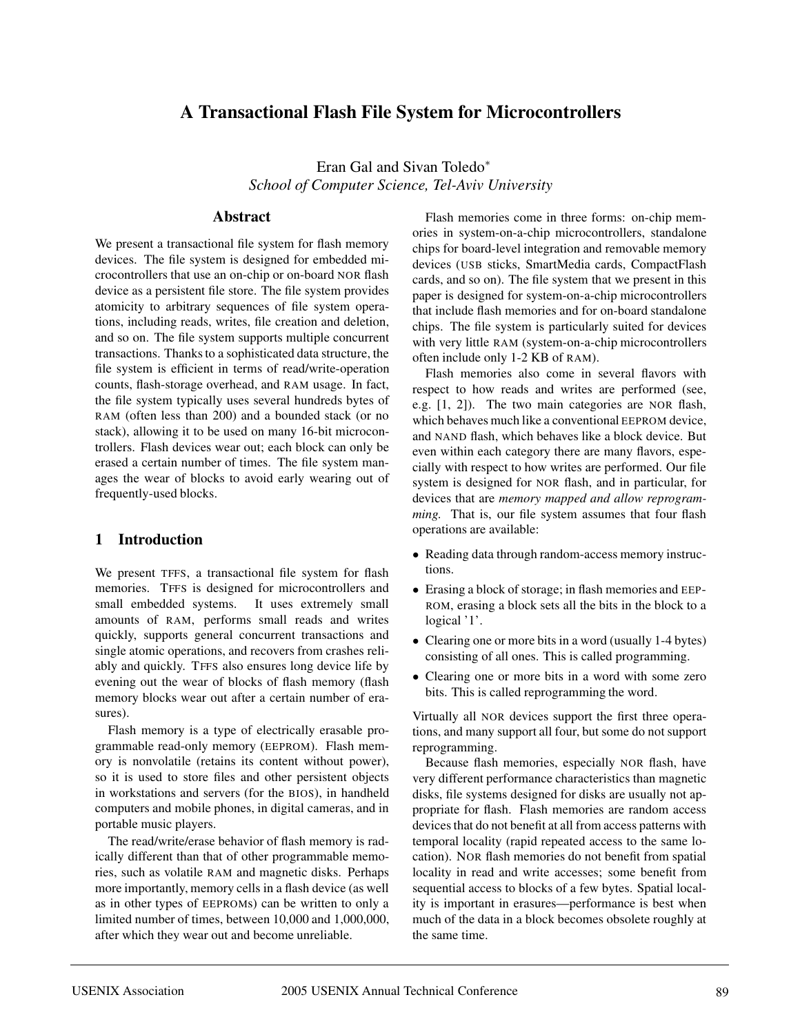# A Transactional Flash File System for Microcontrollers

Eran Gal and Sivan Toledo*

*School of Computer Science, Tel-Aviv University*

## Abstract

We present a transactional file system for flash memory devices. The file system is designed for embedded microcontrollers that use an on-chip or on-board NOR flash device as a persistent file store. The file system provides atomicity to arbitrary sequences of file system operations, including reads, writes, file creation and deletion, and so on. The file system supports multiple concurrent transactions. Thanks to a sophisticated data structure, the file system is efficient in terms of read/write-operation counts, flash-storage overhead, and RAM usage. In fact, the file system typically uses several hundreds bytes of RAM (often less than 200) and a bounded stack (or no stack), allowing it to be used on many 16-bit microcontrollers. Flash devices wear out; each block can only be erased a certain number of times. The file system manages the wear of blocks to avoid early wearing out of frequently-used blocks.

## 1 Introduction

We present TFFS, a transactional file system for flash memories. TFFS is designed for microcontrollers and small embedded systems. It uses extremely small amounts of RAM, performs small reads and writes quickly, supports general concurrent transactions and single atomic operations, and recovers from crashes reliably and quickly. TFFS also ensures long device life by evening out the wear of blocks of flash memory (flash memory blocks wear out after a certain number of erasures).

Flash memory is a type of electrically erasable programmable read-only memory (EEPROM). Flash memory is nonvolatile (retains its content without power), so it is used to store files and other persistent objects in workstations and servers (for the BIOS), in handheld computers and mobile phones, in digital cameras, and in portable music players.

The read/write/erase behavior of flash memory is radically different than that of other programmable memories, such as volatile RAM and magnetic disks. Perhaps more importantly, memory cells in a flash device (as well as in other types of EEPROMs) can be written to only a limited number of times, between 10,000 and 1,000,000, after which they wear out and become unreliable.

Flash memories come in three forms: on-chip memories in system-on-a-chip microcontrollers, standalone chips for board-level integration and removable memory devices (USB sticks, SmartMedia cards, CompactFlash cards, and so on). The file system that we present in this paper is designed for system-on-a-chip microcontrollers that include flash memories and for on-board standalone chips. The file system is particularly suited for devices with very little RAM (system-on-a-chip microcontrollers often include only 1-2 KB of RAM).

Flash memories also come in several flavors with respect to how reads and writes are performed (see, e.g. [1, 2]). The two main categories are NOR flash, which behaves much like a conventional EEPROM device, and NAND flash, which behaves like a block device. But even within each category there are many flavors, especially with respect to how writes are performed. Our file system is designed for NOR flash, and in particular, for devices that are *memory mapped and allow reprogramming.* That is, our file system assumes that four flash operations are available:

- Reading data through random-access memory instructions.
- Erasing a block of storage; in flash memories and EEPROM, erasing a block sets all the bits in the block to a logical '1'.
- Clearing one or more bits in a word (usually 1-4 bytes) consisting of all ones. This is called programming.
- Clearing one or more bits in a word with some zero bits. This is called reprogramming the word.

Virtually all NOR devices support the first three operations, and many support all four, but some do not support reprogramming.

Because flash memories, especially NOR flash, have very different performance characteristics than magnetic disks, file systems designed for disks are usually not appropriate for flash. Flash memories are random access devices that do not benefit at all from access patterns with temporal locality (rapid repeated access to the same location). NOR flash memories do not benefit from spatial locality in read and write accesses; some benefit from sequential access to blocks of a few bytes. Spatial locality is important in erasures—performance is best when much of the data in a block becomes obsolete roughly at the same time.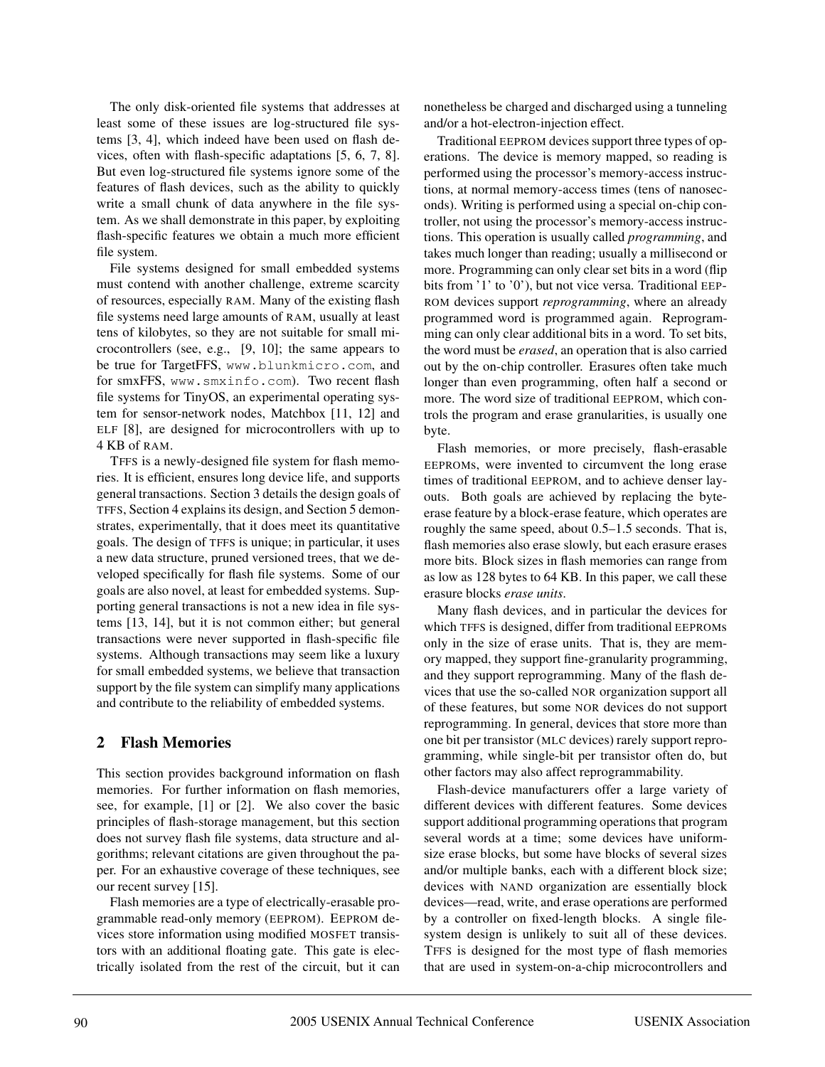The only disk-oriented file systems that addresses at least some of these issues are log-structured file systems [3, 4], which indeed have been used on flash devices, often with flash-specific adaptations [5, 6, 7, 8]. But even log-structured file systems ignore some of the features of flash devices, such as the ability to quickly write a small chunk of data anywhere in the file system. As we shall demonstrate in this paper, by exploiting flash-specific features we obtain a much more efficient file system.

File systems designed for small embedded systems must contend with another challenge, extreme scarcity of resources, especially RAM. Many of the existing flash file systems need large amounts of RAM, usually at least tens of kilobytes, so they are not suitable for small microcontrollers (see, e.g., [9, 10]; the same appears to be true for TargetFFS, www.blunkmicro.com, and for smxFFS, www.smxinfo.com). Two recent flash file systems for TinyOS, an experimental operating system for sensor-network nodes, Matchbox [11, 12] and ELF [8], are designed for microcontrollers with up to 4 KB of RAM.

TFFS is a newly-designed file system for flash memories. It is efficient, ensures long device life, and supports general transactions. Section 3 details the design goals of TFFS, Section 4 explains its design, and Section 5 demonstrates, experimentally, that it does meet its quantitative goals. The design of TFFS is unique; in particular, it uses a new data structure, pruned versioned trees, that we developed specifically for flash file systems. Some of our goals are also novel, at least for embedded systems. Supporting general transactions is not a new idea in file systems [13, 14], but it is not common either; but general transactions were never supported in flash-specific file systems. Although transactions may seem like a luxury for small embedded systems, we believe that transaction support by the file system can simplify many applications and contribute to the reliability of embedded systems.

## 2 Flash Memories

This section provides background information on flash memories. For further information on flash memories, see, for example, [1] or [2]. We also cover the basic principles of flash-storage management, but this section does not survey flash file systems, data structure and algorithms; relevant citations are given throughout the paper. For an exhaustive coverage of these techniques, see our recent survey [15].

Flash memories are a type of electrically-erasable programmable read-only memory (EEPROM). EEPROM devices store information using modified MOSFET transistors with an additional floating gate. This gate is electrically isolated from the rest of the circuit, but it can nonetheless be charged and discharged using a tunneling and/or a hot-electron-injection effect.

Traditional EEPROM devices support three types of operations. The device is memory mapped, so reading is performed using the processor's memory-access instructions, at normal memory-access times (tens of nanoseconds). Writing is performed using a special on-chip controller, not using the processor's memory-access instructions. This operation is usually called *programming*, and takes much longer than reading; usually a millisecond or more. Programming can only clear set bits in a word (flip bits from '1' to '0'), but not vice versa. Traditional EEPROM devices support *reprogramming*, where an already programmed word is programmed again. Reprogramming can only clear additional bits in a word. To set bits, the word must be *erased*, an operation that is also carried out by the on-chip controller. Erasures often take much longer than even programming, often half a second or more. The word size of traditional EEPROM, which controls the program and erase granularities, is usually one byte.

Flash memories, or more precisely, flash-erasable EEPROMs, were invented to circumvent the long erase times of traditional EEPROM, and to achieve denser layouts. Both goals are achieved by replacing the byte-erase feature by a block-erase feature, which operates are roughly the same speed, about 0.5–1.5 seconds. That is, flash memories also erase slowly, but each erasure erases more bits. Block sizes in flash memories can range from as low as 128 bytes to 64 KB. In this paper, we call these erasure blocks *erase units*.

Many flash devices, and in particular the devices for which TFFS is designed, differ from traditional EEPROMs only in the size of erase units. That is, they are memory mapped, they support fine-granularity programming, and they support reprogramming. Many of the flash devices that use the so-called NOR organization support all of these features, but some NOR devices do not support reprogramming. In general, devices that store more than one bit per transistor (MLC devices) rarely support reprogramming, while single-bit per transistor often do, but other factors may also affect reprogrammability.

Flash-device manufacturers offer a large variety of different devices with different features. Some devices support additional programming operations that program several words at a time; some devices have uniform-size erase blocks, but some have blocks of several sizes and/or multiple banks, each with a different block size; devices with NAND organization are essentially block devices—read, write, and erase operations are performed by a controller on fixed-length blocks. A single file-system design is unlikely to suit all of these devices. TFFS is designed for the most type of flash memories that are used in system-on-a-chip microcontrollers and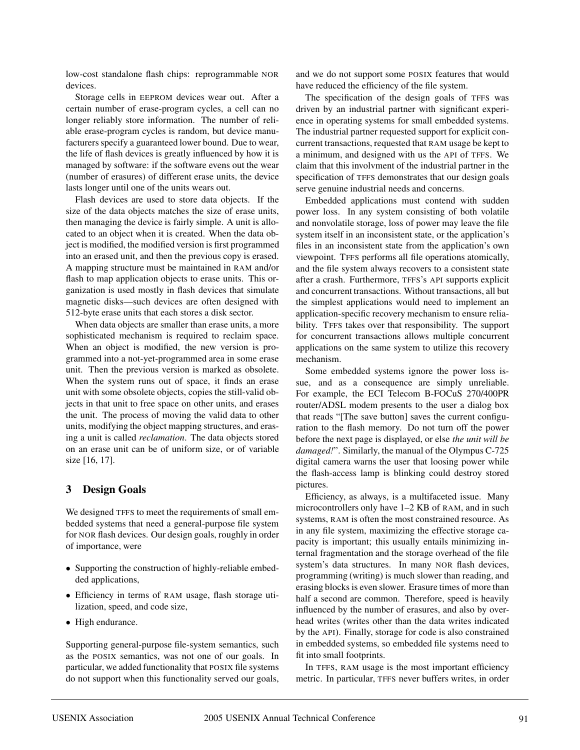low-cost standalone flash chips: reprogrammable NOR devices.

Storage cells in EEPROM devices wear out. After a certain number of erase-program cycles, a cell can no longer reliably store information. The number of reliable erase-program cycles is random, but device manufacturers specify a guaranteed lower bound. Due to wear, the life of flash devices is greatly influenced by how it is managed by software: if the software evens out the wear (number of erasures) of different erase units, the device lasts longer until one of the units wears out.

Flash devices are used to store data objects. If the size of the data objects matches the size of erase units, then managing the device is fairly simple. A unit is allocated to an object when it is created. When the data object is modified, the modified version is first programmed into an erased unit, and then the previous copy is erased. A mapping structure must be maintained in RAM and/or flash to map application objects to erase units. This organization is used mostly in flash devices that simulate magnetic disks—such devices are often designed with 512-byte erase units that each stores a disk sector.

When data objects are smaller than erase units, a more sophisticated mechanism is required to reclaim space. When an object is modified, the new version is programmed into a not-yet-programmed area in some erase unit. Then the previous version is marked as obsolete. When the system runs out of space, it finds an erase unit with some obsolete objects, copies the still-valid objects in that unit to free space on other units, and erases the unit. The process of moving the valid data to other units, modifying the object mapping structures, and erasing a unit is called *reclamation*. The data objects stored on an erase unit can be of uniform size, or of variable size [16, 17].

## 3 Design Goals

We designed TFFS to meet the requirements of small embedded systems that need a general-purpose file system for NOR flash devices. Our design goals, roughly in order of importance, were

- Supporting the construction of highly-reliable embedded applications,
- Efficiency in terms of RAM usage, flash storage utilization, speed, and code size,
- High endurance.

Supporting general-purpose file-system semantics, such as the POSIX semantics, was not one of our goals. In particular, we added functionality that POSIX file systems do not support when this functionality served our goals, and we do not support some POSIX features that would have reduced the efficiency of the file system.

The specification of the design goals of TFFS was driven by an industrial partner with significant experience in operating systems for small embedded systems. The industrial partner requested support for explicit concurrent transactions, requested that RAM usage be kept to a minimum, and designed with us the API of TFFS. We claim that this involvment of the industrial partner in the specification of TFFS demonstrates that our design goals serve genuine industrial needs and concerns.

Embedded applications must contend with sudden power loss. In any system consisting of both volatile and nonvolatile storage, loss of power may leave the file system itself in an inconsistent state, or the application's files in an inconsistent state from the application's own viewpoint. TFFS performs all file operations atomically, and the file system always recovers to a consistent state after a crash. Furthermore, TFFS's API supports explicit and concurrent transactions. Without transactions, all but the simplest applications would need to implement an application-specific recovery mechanism to ensure reliability. TFFS takes over that responsibility. The support for concurrent transactions allows multiple concurrent applications on the same system to utilize this recovery mechanism.

Some embedded systems ignore the power loss issue, and as a consequence are simply unreliable. For example, the ECI Telecom B-FOCuS 270/400PR router/ADSL modem presents to the user a dialog box that reads "[The save button] saves the current configuration to the flash memory. Do not turn off the power before the next page is displayed, or else *the unit will be damaged!*". Similarly, the manual of the Olympus C-725 digital camera warns the user that loosing power while the flash-access lamp is blinking could destroy stored pictures.

Efficiency, as always, is a multifaceted issue. Many microcontrollers only have 1–2 KB of RAM, and in such systems, RAM is often the most constrained resource. As in any file system, maximizing the effective storage capacity is important; this usually entails minimizing internal fragmentation and the storage overhead of the file system's data structures. In many NOR flash devices, programming (writing) is much slower than reading, and erasing blocks is even slower. Erasure times of more than half a second are common. Therefore, speed is heavily influenced by the number of erasures, and also by overhead writes (writes other than the data writes indicated by the API). Finally, storage for code is also constrained in embedded systems, so embedded file systems need to fit into small footprints.

In TFFS, RAM usage is the most important efficiency metric. In particular, TFFS never buffers writes, in order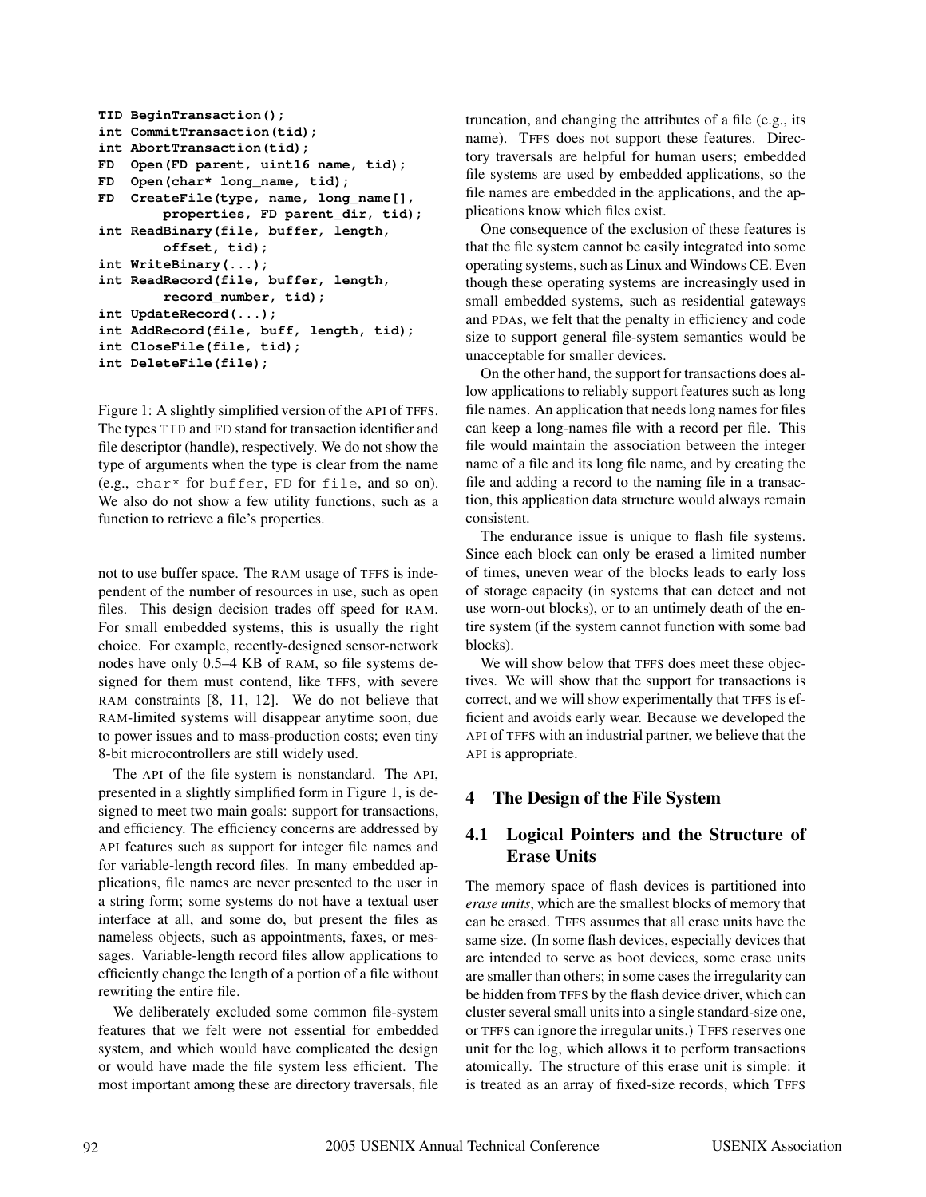```
TID BeginTransaction();
int CommitTransaction(tid);
int AbortTransaction(tid);
FD  Open(FD parent, uint16 name, tid);
FD  Open(char* long_name, tid);
FD  CreateFile(type, name, long_name[],
        properties, FD parent_dir, tid);
int ReadBinary(file, buffer, length,
        offset, tid);
int WriteBinary(...);
int ReadRecord(file, buffer, length,
        record_number, tid);
int UpdateRecord(...);
int AddRecord(file, buff, length, tid);
int CloseFile(file, tid);
int DeleteFile(file);
```

Figure 1: A slightly simplified version of the API of TFFS. The types `TID` and `FD` stand for transaction identifier and file descriptor (handle), respectively. We do not show the type of arguments when the type is clear from the name (e.g., `char*` for `buffer`, `FD` for `file`, and so on). We also do not show a few utility functions, such as a function to retrieve a file's properties.

not to use buffer space. The RAM usage of TFFS is independent of the number of resources in use, such as open files. This design decision trades off speed for RAM. For small embedded systems, this is usually the right choice. For example, recently-designed sensor-network nodes have only 0.5–4 KB of RAM, so file systems designed for them must contend, like TFFS, with severe RAM constraints [8, 11, 12]. We do not believe that RAM-limited systems will disappear anytime soon, due to power issues and to mass-production costs; even tiny 8-bit microcontrollers are still widely used.

The API of the file system is nonstandard. The API, presented in a slightly simplified form in Figure 1, is designed to meet two main goals: support for transactions, and efficiency. The efficiency concerns are addressed by API features such as support for integer file names and for variable-length record files. In many embedded applications, file names are never presented to the user in a string form; some systems do not have a textual user interface at all, and some do, but present the files as nameless objects, such as appointments, faxes, or messages. Variable-length record files allow applications to efficiently change the length of a portion of a file without rewriting the entire file.

We deliberately excluded some common file-system features that we felt were not essential for embedded system, and which would have complicated the design or would have made the file system less efficient. The most important among these are directory traversals, file truncation, and changing the attributes of a file (e.g., its name). TFFS does not support these features. Directory traversals are helpful for human users; embedded file systems are used by embedded applications, so the file names are embedded in the applications, and the applications know which files exist.

One consequence of the exclusion of these features is that the file system cannot be easily integrated into some operating systems, such as Linux and Windows CE. Even though these operating systems are increasingly used in small embedded systems, such as residential gateways and PDAs, we felt that the penalty in efficiency and code size to support general file-system semantics would be unacceptable for smaller devices.

On the other hand, the support for transactions does allow applications to reliably support features such as long file names. An application that needs long names for files can keep a long-names file with a record per file. This file would maintain the association between the integer name of a file and its long file name, and by creating the file and adding a record to the naming file in a transaction, this application data structure would always remain consistent.

The endurance issue is unique to flash file systems. Since each block can only be erased a limited number of times, uneven wear of the blocks leads to early loss of storage capacity (in systems that can detect and not use worn-out blocks), or to an untimely death of the entire system (if the system cannot function with some bad blocks).

We will show below that TFFS does meet these objectives. We will show that the support for transactions is correct, and we will show experimentally that TFFS is efficient and avoids early wear. Because we developed the API of TFFS with an industrial partner, we believe that the API is appropriate.

## 4 The Design of the File System

### 4.1 Logical Pointers and the Structure of Erase Units

The memory space of flash devices is partitioned into *erase units*, which are the smallest blocks of memory that can be erased. TFFS assumes that all erase units have the same size. (In some flash devices, especially devices that are intended to serve as boot devices, some erase units are smaller than others; in some cases the irregularity can be hidden from TFFS by the flash device driver, which can cluster several small units into a single standard-size one, or TFFS can ignore the irregular units.) TFFS reserves one unit for the log, which allows it to perform transactions atomically. The structure of this erase unit is simple: it is treated as an array of fixed-size records, which TFFS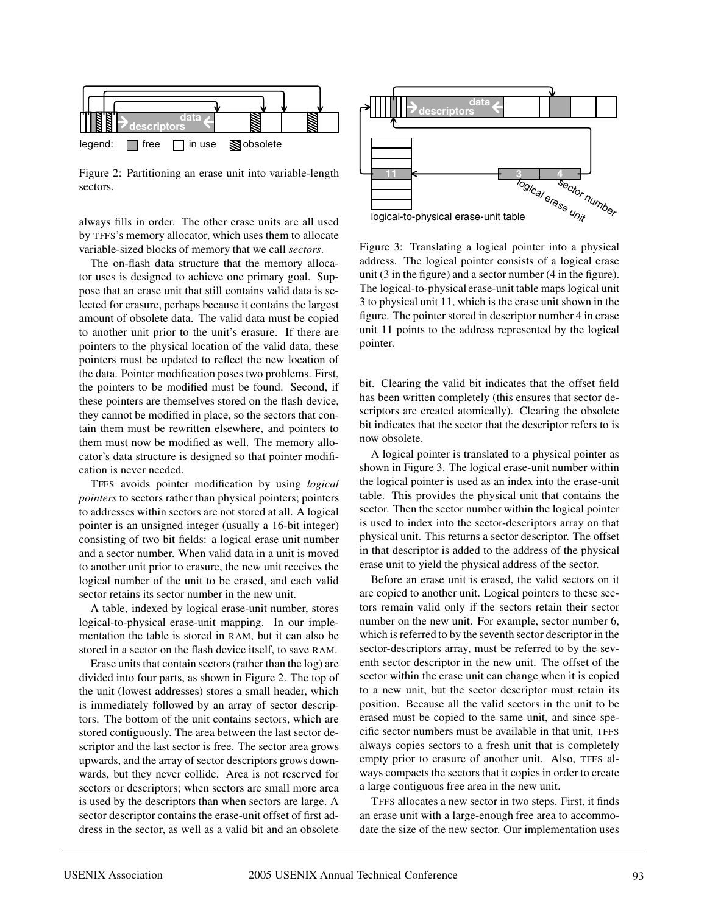Figure 2: Partitioning an erase unit into variable-length sectors.

always fills in order. The other erase units are all used by TFFS's memory allocator, which uses them to allocate variable-sized blocks of memory that we call *sectors*.

The on-flash data structure that the memory allocator uses is designed to achieve one primary goal. Suppose that an erase unit that still contains valid data is selected for erasure, perhaps because it contains the largest amount of obsolete data. The valid data must be copied to another unit prior to the unit's erasure. If there are pointers to the physical location of the valid data, these pointers must be updated to reflect the new location of the data. Pointer modification poses two problems. First, the pointers to be modified must be found. Second, if these pointers are themselves stored on the flash device, they cannot be modified in place, so the sectors that contain them must be rewritten elsewhere, and pointers to them must now be modified as well. The memory allocator's data structure is designed so that pointer modification is never needed.

TFFS avoids pointer modification by using *logical pointers* to sectors rather than physical pointers; pointers to addresses within sectors are not stored at all. A logical pointer is an unsigned integer (usually a 16-bit integer) consisting of two bit fields: a logical erase unit number and a sector number. When valid data in a unit is moved to another unit prior to erasure, the new unit receives the logical number of the unit to be erased, and each valid sector retains its sector number in the new unit.

A table, indexed by logical erase-unit number, stores logical-to-physical erase-unit mapping. In our implementation the table is stored in RAM, but it can also be stored in a sector on the flash device itself, to save RAM.

Erase units that contain sectors (rather than the log) are divided into four parts, as shown in Figure 2. The top of the unit (lowest addresses) stores a small header, which is immediately followed by an array of sector descriptors. The bottom of the unit contains sectors, which are stored contiguously. The area between the last sector descriptor and the last sector is free. The sector area grows upwards, and the array of sector descriptors grows downwards, but they never collide. Area is not reserved for sectors or descriptors; when sectors are small more area is used by the descriptors than when sectors are large. A sector descriptor contains the erase-unit offset of first address in the sector, as well as a valid bit and an obsolete bit. Clearing the valid bit indicates that the offset field has been written completely (this ensures that sector descriptors are created atomically). Clearing the obsolete bit indicates that the sector that the descriptor refers to is now obsolete.

Figure 3: Translating a logical pointer into a physical address. The logical pointer consists of a logical erase unit (3 in the figure) and a sector number (4 in the figure). The logical-to-physical erase-unit table maps logical unit 3 to physical unit 11, which is the erase unit shown in the figure. The pointer stored in descriptor number 4 in erase unit 11 points to the address represented by the logical pointer.

A logical pointer is translated to a physical pointer as shown in Figure 3. The logical erase-unit number within the logical pointer is used as an index into the erase-unit table. This provides the physical unit that contains the sector. Then the sector number within the logical pointer is used to index into the sector-descriptors array on that physical unit. This returns a sector descriptor. The offset in that descriptor is added to the address of the physical erase unit to yield the physical address of the sector.

Before an erase unit is erased, the valid sectors on it are copied to another unit. Logical pointers to these sectors remain valid only if the sectors retain their sector number on the new unit. For example, sector number 6, which is referred to by the seventh sector descriptor in the sector-descriptors array, must be referred to by the seventh sector descriptor in the new unit. The offset of the sector within the erase unit can change when it is copied to a new unit, but the sector descriptor must retain its position. Because all the valid sectors in the unit to be erased must be copied to the same unit, and since specific sector numbers must be available in that unit, TFFS always copies sectors to a fresh unit that is completely empty prior to erasure of another unit. Also, TFFS always compacts the sectors that it copies in order to create a large contiguous free area in the new unit.

TFFS allocates a new sector in two steps. First, it finds an erase unit with a large-enough free area to accommodate the size of the new sector. Our implementation uses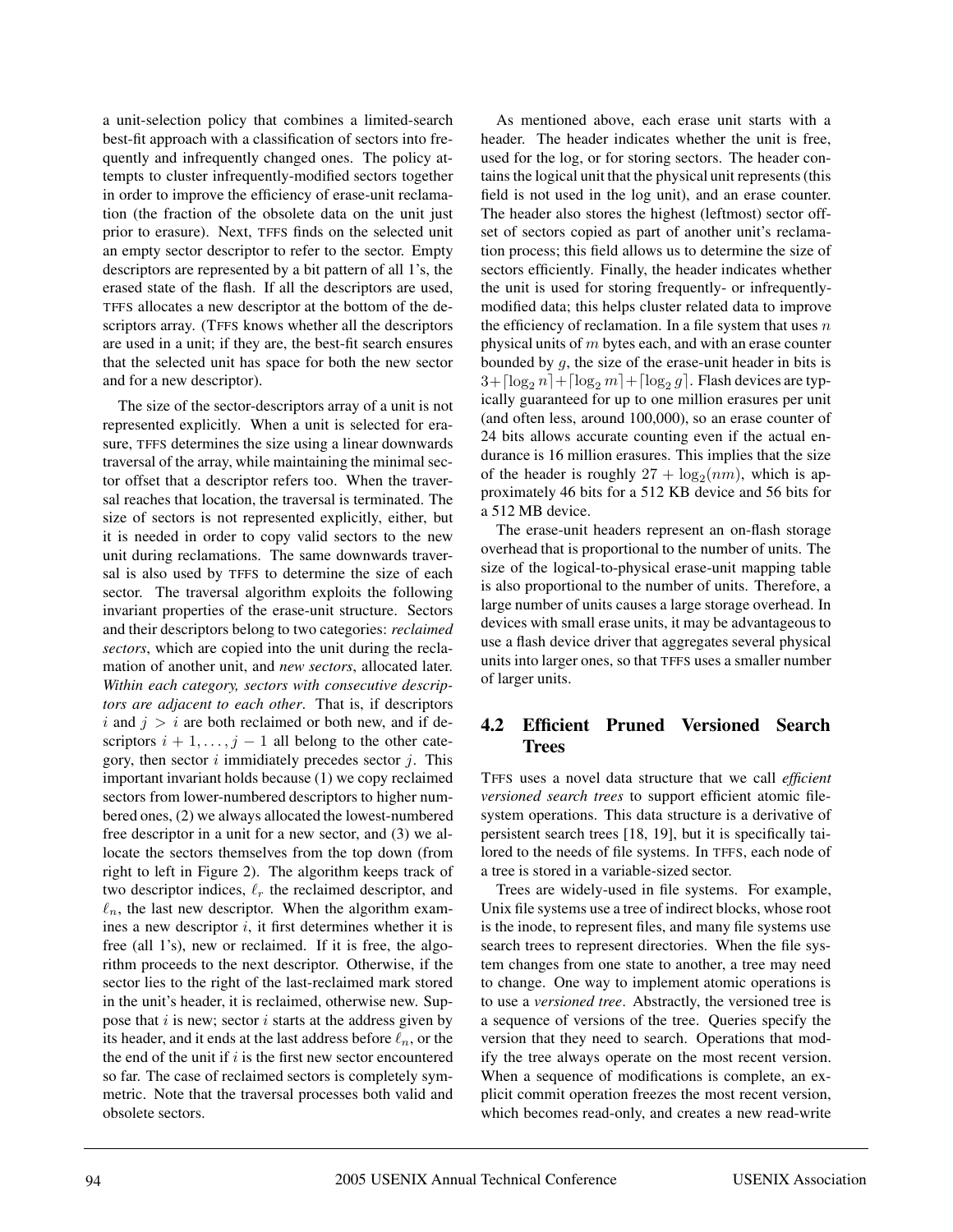a unit-selection policy that combines a limited-search best-fit approach with a classification of sectors into frequently and infrequently changed ones. The policy attempts to cluster infrequently-modified sectors together in order to improve the efficiency of erase-unit reclamation (the fraction of the obsolete data on the unit just prior to erasure). Next, TFFS finds on the selected unit an empty sector descriptor to refer to the sector. Empty descriptors are represented by a bit pattern of all 1's, the erased state of the flash. If all the descriptors are used, TFFS allocates a new descriptor at the bottom of the descriptors array. (TFFS knows whether all the descriptors are used in a unit; if they are, the best-fit search ensures that the selected unit has space for both the new sector and for a new descriptor).

The size of the sector-descriptors array of a unit is not represented explicitly. When a unit is selected for erasure, TFFS determines the size using a linear downwards traversal of the array, while maintaining the minimal sector offset that a descriptor refers too. When the traversal reaches that location, the traversal is terminated. The size of sectors is not represented explicitly, either, but it is needed in order to copy valid sectors to the new unit during reclamations. The same downwards traversal is also used by TFFS to determine the size of each sector. The traversal algorithm exploits the following invariant properties of the erase-unit structure. Sectors and their descriptors belong to two categories: *reclaimed sectors*, which are copied into the unit during the reclamation of another unit, and *new sectors*, allocated later. *Within each category, sectors with consecutive descriptors are adjacent to each other*. That is, if descriptors $i$ and $j > i$ are both reclaimed or both new, and if descriptors $i+1, \ldots, j-1$ all belong to the other category, then sector $i$ immidiately precedes sector $j$. This important invariant holds because (1) we copy reclaimed sectors from lower-numbered descriptors to higher numbered ones, (2) we always allocated the lowest-numbered free descriptor in a unit for a new sector, and (3) we allocate the sectors themselves from the top down (from right to left in Figure 2). The algorithm keeps track of two descriptor indices, $\ell_r$ the reclaimed descriptor, and $\ell_n$, the last new descriptor. When the algorithm examines a new descriptor $i$, it first determines whether it is free (all 1's), new or reclaimed. If it is free, the algorithm proceeds to the next descriptor. Otherwise, if the sector lies to the right of the last-reclaimed mark stored in the unit's header, it is reclaimed, otherwise new. Suppose that $i$ is new; sector $i$ starts at the address given by its header, and it ends at the last address before $\ell_n$, or the the end of the unit if $i$ is the first new sector encountered so far. The case of reclaimed sectors is completely symmetric. Note that the traversal processes both valid and obsolete sectors.

As mentioned above, each erase unit starts with a header. The header indicates whether the unit is free, used for the log, or for storing sectors. The header contains the logical unit that the physical unit represents (this field is not used in the log unit), and an erase counter. The header also stores the highest (leftmost) sector offset of sectors copied as part of another unit's reclamation process; this field allows us to determine the size of sectors efficiently. Finally, the header indicates whether the unit is used for storing frequently- or infrequently-modified data; this helps cluster related data to improve the efficiency of reclamation. In a file system that uses $n$ physical units of $m$ bytes each, and with an erase counter bounded by $g$, the size of the erase-unit header in bits is $3+\lceil \log_2 n \rceil + \lceil \log_2 m \rceil + \lceil \log_2 g \rceil$. Flash devices are typically guaranteed for up to one million erasures per unit (and often less, around 100,000), so an erase counter of 24 bits allows accurate counting even if the actual endurance is 16 million erasures. This implies that the size of the header is roughly $27 + \log_2(nm)$, which is approximately 46 bits for a 512 KB device and 56 bits for a 512 MB device.

The erase-unit headers represent an on-flash storage overhead that is proportional to the number of units. The size of the logical-to-physical erase-unit mapping table is also proportional to the number of units. Therefore, a large number of units causes a large storage overhead. In devices with small erase units, it may be advantageous to use a flash device driver that aggregates several physical units into larger ones, so that TFFS uses a smaller number of larger units.

## 4.2 Efficient Pruned Versioned Search Trees

TFFS uses a novel data structure that we call *efficient versioned search trees* to support efficient atomic file-system operations. This data structure is a derivative of persistent search trees [18, 19], but it is specifically tailored to the needs of file systems. In TFFS, each node of a tree is stored in a variable-sized sector.

Trees are widely-used in file systems. For example, Unix file systems use a tree of indirect blocks, whose root is the inode, to represent files, and many file systems use search trees to represent directories. When the file system changes from one state to another, a tree may need to change. One way to implement atomic operations is to use a *versioned tree*. Abstractly, the versioned tree is a sequence of versions of the tree. Queries specify the version that they need to search. Operations that modify the tree always operate on the most recent version. When a sequence of modifications is complete, an explicit commit operation freezes the most recent version, which becomes read-only, and creates a new read-write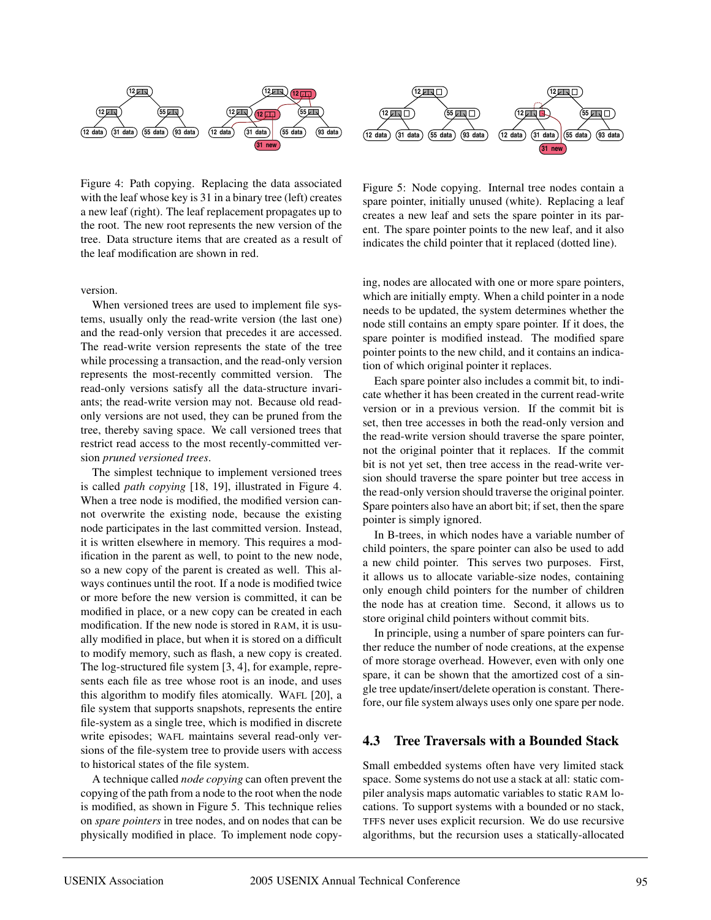Figure 4: Path copying. Replacing the data associated with the leaf whose key is 31 in a binary tree (left) creates a new leaf (right). The leaf replacement propagates up to the root. The new root represents the new version of the tree. Data structure items that are created as a result of the leaf modification are shown in red.

Figure 5: Node copying. Internal tree nodes contain a spare pointer, initially unused (white). Replacing a leaf creates a new leaf and sets the spare pointer in its parent. The spare pointer points to the new leaf, and it also indicates the child pointer that it replaced (dotted line).

version.

When versioned trees are used to implement file systems, usually only the read-write version (the last one) and the read-only version that precedes it are accessed. The read-write version represents the state of the tree while processing a transaction, and the read-only version represents the most-recently committed version. The read-only versions satisfy all the data-structure invariants; the read-write version may not. Because old read-only versions are not used, they can be pruned from the tree, thereby saving space. We call versioned trees that restrict read access to the most recently-committed version *pruned versioned trees*.

The simplest technique to implement versioned trees is called *path copying* [18, 19], illustrated in Figure 4. When a tree node is modified, the modified version cannot overwrite the existing node, because the existing node participates in the last committed version. Instead, it is written elsewhere in memory. This requires a modification in the parent as well, to point to the new node, so a new copy of the parent is created as well. This always continues until the root. If a node is modified twice or more before the new version is committed, it can be modified in place, or a new copy can be created in each modification. If the new node is stored in RAM, it is usually modified in place, but when it is stored on a difficult to modify memory, such as flash, a new copy is created. The log-structured file system [3, 4], for example, represents each file as tree whose root is an inode, and uses this algorithm to modify files atomically. WAFL [20], a file system that supports snapshots, represents the entire file-system as a single tree, which is modified in discrete write episodes; WAFL maintains several read-only versions of the file-system tree to provide users with access to historical states of the file system.

A technique called *node copying* can often prevent the copying of the path from a node to the root when the node is modified, as shown in Figure 5. This technique relies on *spare pointers* in tree nodes, and on nodes that can be physically modified in place. To implement node copying, nodes are allocated with one or more spare pointers, which are initially empty. When a child pointer in a node needs to be updated, the system determines whether the node still contains an empty spare pointer. If it does, the spare pointer is modified instead. The modified spare pointer points to the new child, and it contains an indication of which original pointer it replaces.

Each spare pointer also includes a commit bit, to indicate whether it has been created in the current read-write version or in a previous version. If the commit bit is set, then tree accesses in both the read-only version and the read-write version should traverse the spare pointer, not the original pointer that it replaces. If the commit bit is not yet set, then tree access in the read-write version should traverse the spare pointer but tree access in the read-only version should traverse the original pointer. Spare pointers also have an abort bit; if set, then the spare pointer is simply ignored.

In B-trees, in which nodes have a variable number of child pointers, the spare pointer can also be used to add a new child pointer. This serves two purposes. First, it allows us to allocate variable-size nodes, containing only enough child pointers for the number of children the node has at creation time. Second, it allows us to store original child pointers without commit bits.

In principle, using a number of spare pointers can further reduce the number of node creations, at the expense of more storage overhead. However, even with only one spare, it can be shown that the amortized cost of a single tree update/insert/delete operation is constant. Therefore, our file system always uses only one spare per node.

### 4.3 Tree Traversals with a Bounded Stack

Small embedded systems often have very limited stack space. Some systems do not use a stack at all: static compiler analysis maps automatic variables to static RAM locations. To support systems with a bounded or no stack, TFFS never uses explicit recursion. We do use recursive algorithms, but the recursion uses a statically-allocated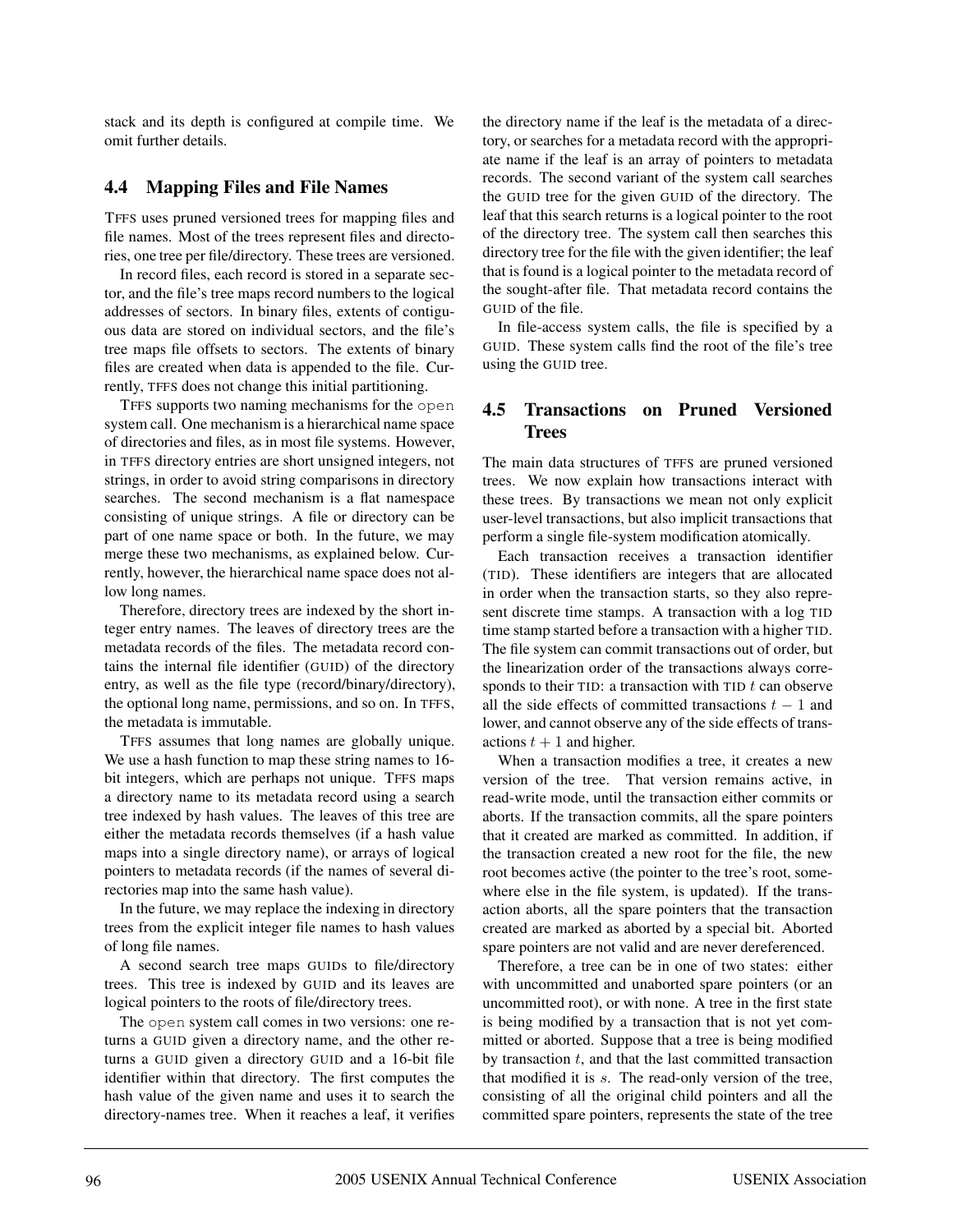stack and its depth is configured at compile time. We omit further details.

## 4.4 Mapping Files and File Names

TFFS uses pruned versioned trees for mapping files and file names. Most of the trees represent files and directories, one tree per file/directory. These trees are versioned.

In record files, each record is stored in a separate sector, and the file's tree maps record numbers to the logical addresses of sectors. In binary files, extents of contiguous data are stored on individual sectors, and the file's tree maps file offsets to sectors. The extents of binary files are created when data is appended to the file. Currently, TFFS does not change this initial partitioning.

TFFS supports two naming mechanisms for the `open` system call. One mechanism is a hierarchical name space of directories and files, as in most file systems. However, in TFFS directory entries are short unsigned integers, not strings, in order to avoid string comparisons in directory searches. The second mechanism is a flat namespace consisting of unique strings. A file or directory can be part of one name space or both. In the future, we may merge these two mechanisms, as explained below. Currently, however, the hierarchical name space does not allow long names.

Therefore, directory trees are indexed by the short integer entry names. The leaves of directory trees are the metadata records of the files. The metadata record contains the internal file identifier (GUID) of the directory entry, as well as the file type (record/binary/directory), the optional long name, permissions, and so on. In TFFS, the metadata is immutable.

TFFS assumes that long names are globally unique. We use a hash function to map these string names to 16-bit integers, which are perhaps not unique. TFFS maps a directory name to its metadata record using a search tree indexed by hash values. The leaves of this tree are either the metadata records themselves (if a hash value maps into a single directory name), or arrays of logical pointers to metadata records (if the names of several directories map into the same hash value).

In the future, we may replace the indexing in directory trees from the explicit integer file names to hash values of long file names.

A second search tree maps GUIDs to file/directory trees. This tree is indexed by GUID and its leaves are logical pointers to the roots of file/directory trees.

The `open` system call comes in two versions: one returns a GUID given a directory name, and the other returns a GUID given a directory GUID and a 16-bit file identifier within that directory. The first computes the hash value of the given name and uses it to search the directory-names tree. When it reaches a leaf, it verifies the directory name if the leaf is the metadata of a directory, or searches for a metadata record with the appropriate name if the leaf is an array of pointers to metadata records. The second variant of the system call searches the GUID tree for the given GUID of the directory. The leaf that this search returns is a logical pointer to the root of the directory tree. The system call then searches this directory tree for the file with the given identifier; the leaf that is found is a logical pointer to the metadata record of the sought-after file. That metadata record contains the GUID of the file.

In file-access system calls, the file is specified by a GUID. These system calls find the root of the file's tree using the GUID tree.

## 4.5 Transactions on Pruned Versioned Trees

The main data structures of TFFS are pruned versioned trees. We now explain how transactions interact with these trees. By transactions we mean not only explicit user-level transactions, but also implicit transactions that perform a single file-system modification atomically.

Each transaction receives a transaction identifier (TID). These identifiers are integers that are allocated in order when the transaction starts, so they also represent discrete time stamps. A transaction with a log TID time stamp started before a transaction with a higher TID. The file system can commit transactions out of order, but the linearization order of the transactions always corresponds to their TID: a transaction with TID $t$ can observe all the side effects of committed transactions $t-1$ and lower, and cannot observe any of the side effects of transactions $t+1$ and higher.

When a transaction modifies a tree, it creates a new version of the tree. That version remains active, in read-write mode, until the transaction either commits or aborts. If the transaction commits, all the spare pointers that it created are marked as committed. In addition, if the transaction created a new root for the file, the new root becomes active (the pointer to the tree's root, somewhere else in the file system, is updated). If the transaction aborts, all the spare pointers that the transaction created are marked as aborted by a special bit. Aborted spare pointers are not valid and are never dereferenced.

Therefore, a tree can be in one of two states: either with uncommitted and unaborted spare pointers (or an uncommitted root), or with none. A tree in the first state is being modified by a transaction that is not yet committed or aborted. Suppose that a tree is being modified by transaction $t$, and that the last committed transaction that modified it is $s$. The read-only version of the tree, consisting of all the original child pointers and all the committed spare pointers, represents the state of the tree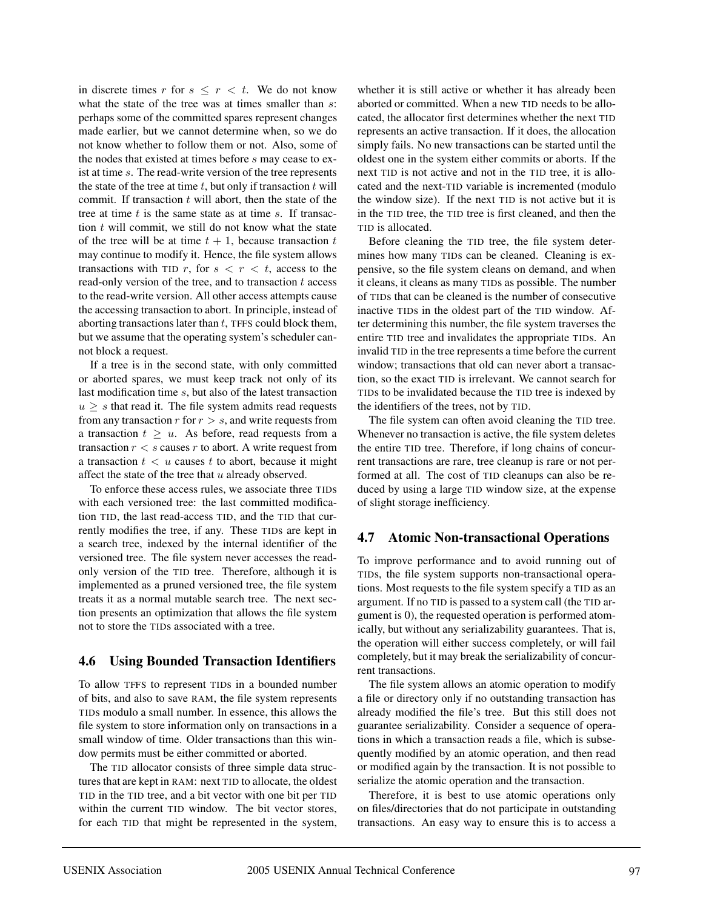in discrete times $r$ for $s \leq r < t$. We do not know what the state of the tree was at times smaller than $s$: perhaps some of the committed spares represent changes made earlier, but we cannot determine when, so we do not know whether to follow them or not. Also, some of the nodes that existed at times before $s$ may cease to exist at time $s$. The read-write version of the tree represents the state of the tree at time $t$, but only if transaction $t$ will commit. If transaction $t$ will abort, then the state of the tree at time $t$ is the same state as at time $s$. If transaction $t$ will commit, we still do not know what the state of the tree will be at time $t + 1$, because transaction $t$ may continue to modify it. Hence, the file system allows transactions with TID $r$, for $s < r < t$, access to the read-only version of the tree, and to transaction $t$ access to the read-write version. All other access attempts cause the accessing transaction to abort. In principle, instead of aborting transactions later than $t$, TFFS could block them, but we assume that the operating system's scheduler cannot block a request.

If a tree is in the second state, with only committed or aborted spares, we must keep track not only of its last modification time $s$, but also of the latest transaction $u \geq s$ that read it. The file system admits read requests from any transaction $r$ for $r > s$, and write requests from a transaction $t \geq u$. As before, read requests from a transaction $r < s$ causes $r$ to abort. A write request from a transaction $t < u$ causes $t$ to abort, because it might affect the state of the tree that $u$ already observed.

To enforce these access rules, we associate three TIDs with each versioned tree: the last committed modification TID, the last read-access TID, and the TID that currently modifies the tree, if any. These TIDs are kept in a search tree, indexed by the internal identifier of the versioned tree. The file system never accesses the read-only version of the TID tree. Therefore, although it is implemented as a pruned versioned tree, the file system treats it as a normal mutable search tree. The next section presents an optimization that allows the file system not to store the TIDs associated with a tree.

### 4.6 Using Bounded Transaction Identifiers

To allow TFFS to represent TIDs in a bounded number of bits, and also to save RAM, the file system represents TIDs modulo a small number. In essence, this allows the file system to store information only on transactions in a small window of time. Older transactions than this window permits must be either committed or aborted.

The TID allocator consists of three simple data structures that are kept in RAM: next TID to allocate, the oldest TID in the TID tree, and a bit vector with one bit per TID within the current TID window. The bit vector stores, for each TID that might be represented in the system, whether it is still active or whether it has already been aborted or committed. When a new TID needs to be allocated, the allocator first determines whether the next TID represents an active transaction. If it does, the allocation simply fails. No new transactions can be started until the oldest one in the system either commits or aborts. If the next TID is not active and not in the TID tree, it is allocated and the next-TID variable is incremented (modulo the window size). If the next TID is not active but it is in the TID tree, the TID tree is first cleaned, and then the TID is allocated.

Before cleaning the TID tree, the file system determines how many TIDs can be cleaned. Cleaning is expensive, so the file system cleans on demand, and when it cleans, it cleans as many TIDs as possible. The number of TIDs that can be cleaned is the number of consecutive inactive TIDs in the oldest part of the TID window. After determining this number, the file system traverses the entire TID tree and invalidates the appropriate TIDs. An invalid TID in the tree represents a time before the current window; transactions that old can never abort a transaction, so the exact TID is irrelevant. We cannot search for TIDs to be invalidated because the TID tree is indexed by the identifiers of the trees, not by TID.

The file system can often avoid cleaning the TID tree. Whenever no transaction is active, the file system deletes the entire TID tree. Therefore, if long chains of concurrent transactions are rare, tree cleanup is rare or not performed at all. The cost of TID cleanups can also be reduced by using a large TID window size, at the expense of slight storage inefficiency.

### 4.7 Atomic Non-transactional Operations

To improve performance and to avoid running out of TIDs, the file system supports non-transactional operations. Most requests to the file system specify a TID as an argument. If no TID is passed to a system call (the TID argument is 0), the requested operation is performed atomically, but without any serializability guarantees. That is, the operation will either success completely, or will fail completely, but it may break the serializability of concurrent transactions.

The file system allows an atomic operation to modify a file or directory only if no outstanding transaction has already modified the file's tree. But this still does not guarantee serializability. Consider a sequence of operations in which a transaction reads a file, which is subsequently modified by an atomic operation, and then read or modified again by the transaction. It is not possible to serialize the atomic operation and the transaction.

Therefore, it is best to use atomic operations only on files/directories that do not participate in outstanding transactions. An easy way to ensure this is to access a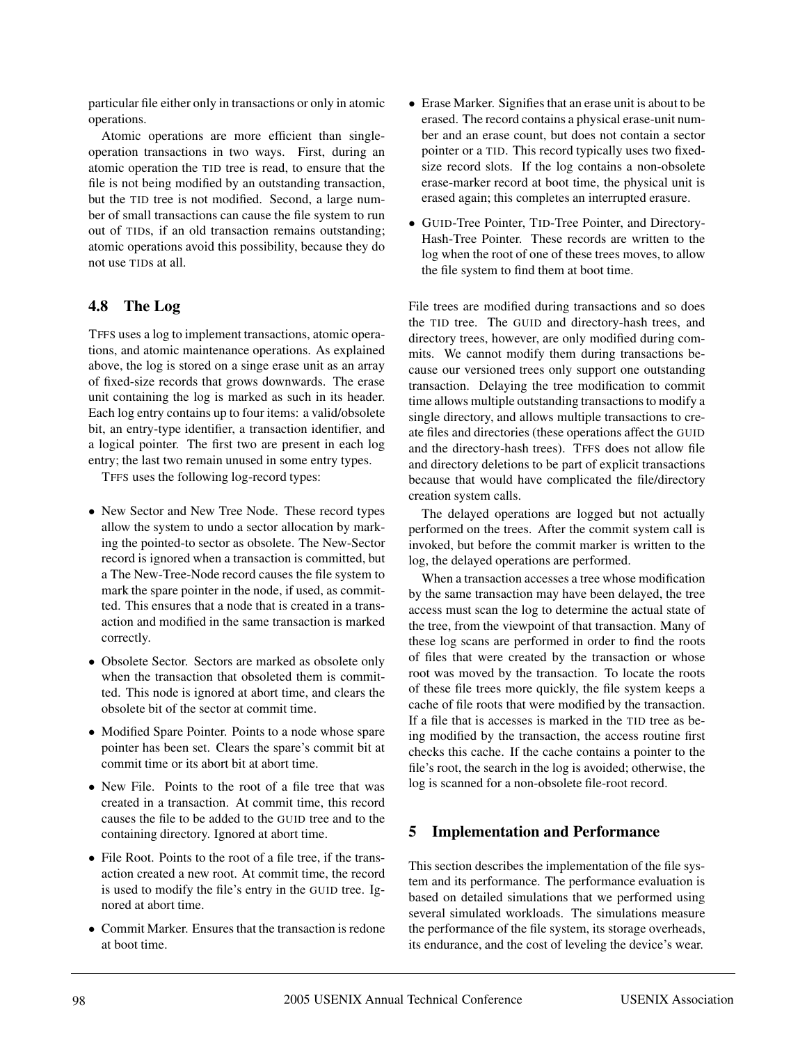particular file either only in transactions or only in atomic operations.

Atomic operations are more efficient than single-operation transactions in two ways. First, during an atomic operation the TID tree is read, to ensure that the file is not being modified by an outstanding transaction, but the TID tree is not modified. Second, a large number of small transactions can cause the file system to run out of TIDs, if an old transaction remains outstanding; atomic operations avoid this possibility, because they do not use TIDs at all.

### 4.8 The Log

TFFS uses a log to implement transactions, atomic operations, and atomic maintenance operations. As explained above, the log is stored on a singe erase unit as an array of fixed-size records that grows downwards. The erase unit containing the log is marked as such in its header. Each log entry contains up to four items: a valid/obsolete bit, an entry-type identifier, a transaction identifier, and a logical pointer. The first two are present in each log entry; the last two remain unused in some entry types.

TFFS uses the following log-record types:

- New Sector and New Tree Node. These record types allow the system to undo a sector allocation by marking the pointed-to sector as obsolete. The New-Sector record is ignored when a transaction is committed, but a The New-Tree-Node record causes the file system to mark the spare pointer in the node, if used, as committed. This ensures that a node that is created in a transaction and modified in the same transaction is marked correctly.
- Obsolete Sector. Sectors are marked as obsolete only when the transaction that obsoleted them is committed. This node is ignored at abort time, and clears the obsolete bit of the sector at commit time.
- Modified Spare Pointer. Points to a node whose spare pointer has been set. Clears the spare's commit bit at commit time or its abort bit at abort time.
- New File. Points to the root of a file tree that was created in a transaction. At commit time, this record causes the file to be added to the GUID tree and to the containing directory. Ignored at abort time.
- File Root. Points to the root of a file tree, if the transaction created a new root. At commit time, the record is used to modify the file's entry in the GUID tree. Ignored at abort time.
- Commit Marker. Ensures that the transaction is redone at boot time.
- Erase Marker. Signifies that an erase unit is about to be erased. The record contains a physical erase-unit number and an erase count, but does not contain a sector pointer or a TID. This record typically uses two fixed-size record slots. If the log contains a non-obsolete erase-marker record at boot time, the physical unit is erased again; this completes an interrupted erasure.
- GUID-Tree Pointer, TID-Tree Pointer, and Directory-Hash-Tree Pointer. These records are written to the log when the root of one of these trees moves, to allow the file system to find them at boot time.

File trees are modified during transactions and so does the TID tree. The GUID and directory-hash trees, and directory trees, however, are only modified during commits. We cannot modify them during transactions because our versioned trees only support one outstanding transaction. Delaying the tree modification to commit time allows multiple outstanding transactions to modify a single directory, and allows multiple transactions to create files and directories (these operations affect the GUID and the directory-hash trees). TFFS does not allow file and directory deletions to be part of explicit transactions because that would have complicated the file/directory creation system calls.

The delayed operations are logged but not actually performed on the trees. After the commit system call is invoked, but before the commit marker is written to the log, the delayed operations are performed.

When a transaction accesses a tree whose modification by the same transaction may have been delayed, the tree access must scan the log to determine the actual state of the tree, from the viewpoint of that transaction. Many of these log scans are performed in order to find the roots of files that were created by the transaction or whose root was moved by the transaction. To locate the roots of these file trees more quickly, the file system keeps a cache of file roots that were modified by the transaction. If a file that is accesses is marked in the TID tree as being modified by the transaction, the access routine first checks this cache. If the cache contains a pointer to the file's root, the search in the log is avoided; otherwise, the log is scanned for a non-obsolete file-root record.

## 5 Implementation and Performance

This section describes the implementation of the file system and its performance. The performance evaluation is based on detailed simulations that we performed using several simulated workloads. The simulations measure the performance of the file system, its storage overheads, its endurance, and the cost of leveling the device's wear.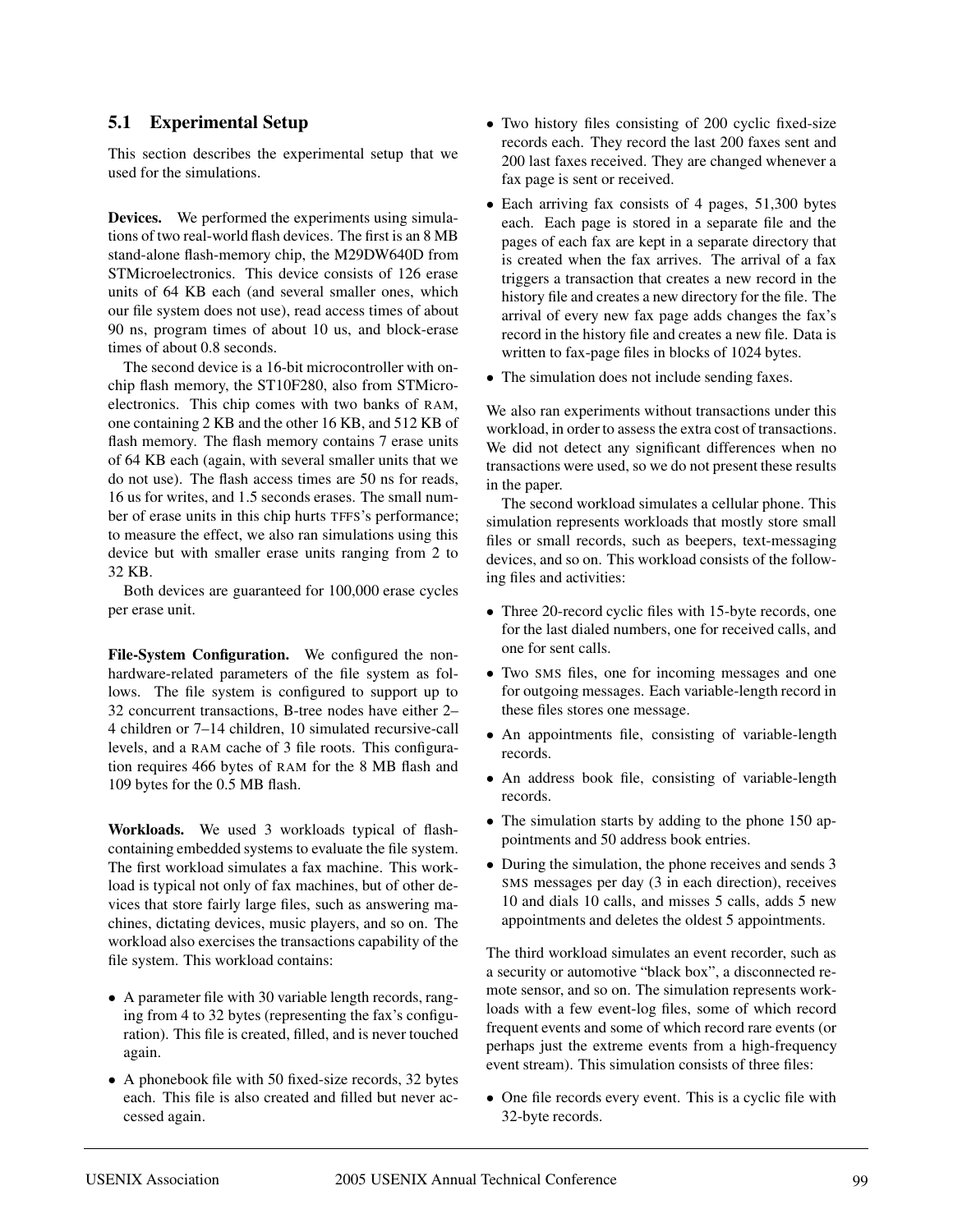### 5.1 Experimental Setup

This section describes the experimental setup that we used for the simulations.

**Devices.** We performed the experiments using simulations of two real-world flash devices. The first is an 8 MB stand-alone flash-memory chip, the M29DW640D from STMicroelectronics. This device consists of 126 erase units of 64 KB each (and several smaller ones, which our file system does not use), read access times of about 90 ns, program times of about 10 us, and block-erase times of about 0.8 seconds.

The second device is a 16-bit microcontroller with on-chip flash memory, the ST10F280, also from STMicroelectronics. This chip comes with two banks of RAM, one containing 2 KB and the other 16 KB, and 512 KB of flash memory. The flash memory contains 7 erase units of 64 KB each (again, with several smaller units that we do not use). The flash access times are 50 ns for reads, 16 us for writes, and 1.5 seconds erases. The small number of erase units in this chip hurts TFFS's performance; to measure the effect, we also ran simulations using this device but with smaller erase units ranging from 2 to 32 KB.

Both devices are guaranteed for 100,000 erase cycles per erase unit.

**File-System Configuration.** We configured the non-hardware-related parameters of the file system as follows. The file system is configured to support up to 32 concurrent transactions, B-tree nodes have either 2–4 children or 7–14 children, 10 simulated recursive-call levels, and a RAM cache of 3 file roots. This configuration requires 466 bytes of RAM for the 8 MB flash and 109 bytes for the 0.5 MB flash.

**Workloads.** We used 3 workloads typical of flash-containing embedded systems to evaluate the file system. The first workload simulates a fax machine. This workload is typical not only of fax machines, but of other devices that store fairly large files, such as answering machines, dictating devices, music players, and so on. The workload also exercises the transactions capability of the file system. This workload contains:

- A parameter file with 30 variable length records, ranging from 4 to 32 bytes (representing the fax's configuration). This file is created, filled, and is never touched again.
- A phonebook file with 50 fixed-size records, 32 bytes each. This file is also created and filled but never accessed again.
- Two history files consisting of 200 cyclic fixed-size records each. They record the last 200 faxes sent and 200 last faxes received. They are changed whenever a fax page is sent or received.
- Each arriving fax consists of 4 pages, 51,300 bytes each. Each page is stored in a separate file and the pages of each fax are kept in a separate directory that is created when the fax arrives. The arrival of a fax triggers a transaction that creates a new record in the history file and creates a new directory for the file. The arrival of every new fax page adds changes the fax's record in the history file and creates a new file. Data is written to fax-page files in blocks of 1024 bytes.
- The simulation does not include sending faxes.

We also ran experiments without transactions under this workload, in order to assess the extra cost of transactions. We did not detect any significant differences when no transactions were used, so we do not present these results in the paper.

The second workload simulates a cellular phone. This simulation represents workloads that mostly store small files or small records, such as beepers, text-messaging devices, and so on. This workload consists of the following files and activities:

- Three 20-record cyclic files with 15-byte records, one for the last dialed numbers, one for received calls, and one for sent calls.
- Two SMS files, one for incoming messages and one for outgoing messages. Each variable-length record in these files stores one message.
- An appointments file, consisting of variable-length records.
- An address book file, consisting of variable-length records.
- The simulation starts by adding to the phone 150 appointments and 50 address book entries.
- During the simulation, the phone receives and sends 3 SMS messages per day (3 in each direction), receives 10 and dials 10 calls, and misses 5 calls, adds 5 new appointments and deletes the oldest 5 appointments.

The third workload simulates an event recorder, such as a security or automotive "black box", a disconnected remote sensor, and so on. The simulation represents workloads with a few event-log files, some of which record frequent events and some of which record rare events (or perhaps just the extreme events from a high-frequency event stream). This simulation consists of three files:

- One file records every event. This is a cyclic file with 32-byte records.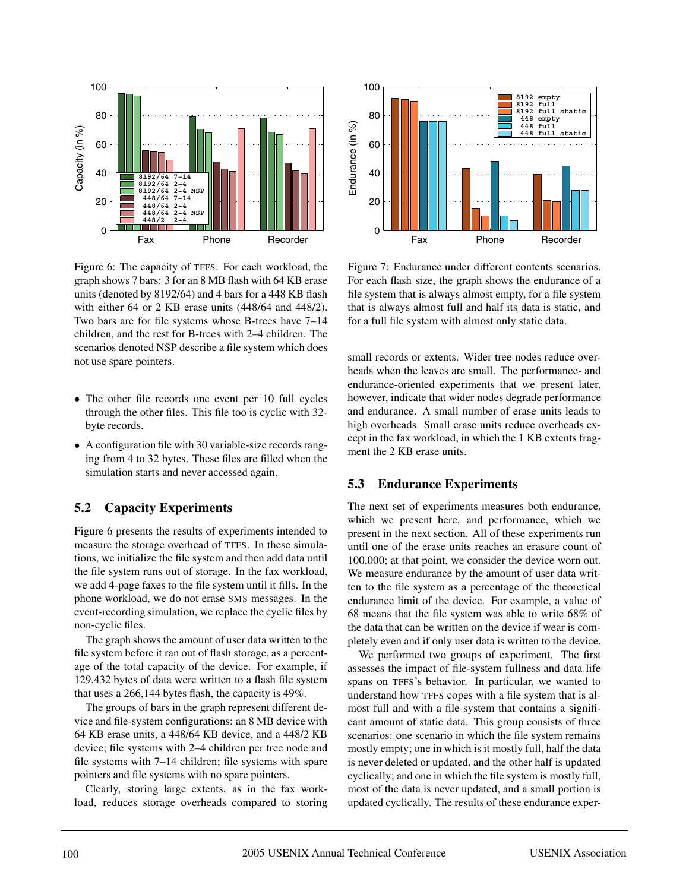Figure 6: The capacity of TFFS. For each workload, the graph shows 7 bars: 3 for an 8 MB flash with 64 KB erase units (denoted by 8192/64) and 4 bars for a 448 KB flash with either 64 or 2 KB erase units (448/64 and 448/2). Two bars are for file systems whose B-trees have 7–14 children, and the rest for B-trees with 2–4 children. The scenarios denoted NSP describe a file system which does not use spare pointers.

Figure 7: Endurance under different contents scenarios. For each flash size, the graph shows the endurance of a file system that is always almost empty, for a file system that is always almost full and half its data is static, and for a full file system with almost only static data.

- The other file records one event per 10 full cycles through the other files. This file too is cyclic with 32-byte records.
- A configuration file with 30 variable-size records ranging from 4 to 32 bytes. These files are filled when the simulation starts and never accessed again.

## 5.2 Capacity Experiments

Figure 6 presents the results of experiments intended to measure the storage overhead of TFFS. In these simulations, we initialize the file system and then add data until the file system runs out of storage. In the fax workload, we add 4-page faxes to the file system until it fills. In the phone workload, we do not erase SMS messages. In the event-recording simulation, we replace the cyclic files by non-cyclic files.

The graph shows the amount of user data written to the file system before it ran out of flash storage, as a percentage of the total capacity of the device. For example, if 129,432 bytes of data were written to a flash file system that uses a 266,144 bytes flash, the capacity is 49%.

The groups of bars in the graph represent different device and file-system configurations: an 8 MB device with 64 KB erase units, a 448/64 KB device, and a 448/2 KB device; file systems with 2–4 children per tree node and file systems with 7–14 children; file systems with spare pointers and file systems with no spare pointers.

Clearly, storing large extents, as in the fax workload, reduces storage overheads compared to storing small records or extents. Wider tree nodes reduce overheads when the leaves are small. The performance- and endurance-oriented experiments that we present later, however, indicate that wider nodes degrade performance and endurance. A small number of erase units leads to high overheads. Small erase units reduce overheads except in the fax workload, in which the 1 KB extents fragment the 2 KB erase units.

## 5.3 Endurance Experiments

The next set of experiments measures both endurance, which we present here, and performance, which we present in the next section. All of these experiments run until one of the erase units reaches an erasure count of 100,000; at that point, we consider the device worn out. We measure endurance by the amount of user data written to the file system as a percentage of the theoretical endurance limit of the device. For example, a value of 68 means that the file system was able to write 68% of the data that can be written on the device if wear is completely even and if only user data is written to the device.

We performed two groups of experiment. The first assesses the impact of file-system fullness and data life spans on TFFS's behavior. In particular, we wanted to understand how TFFS copes with a file system that is almost full and with a file system that contains a significant amount of static data. This group consists of three scenarios: one scenario in which the file system remains mostly empty; one in which is it mostly full, half the data is never deleted or updated, and the other half is updated cyclically; and one in which the file system is mostly full, most of the data is never updated, and a small portion is updated cyclically. The results of these endurance exper-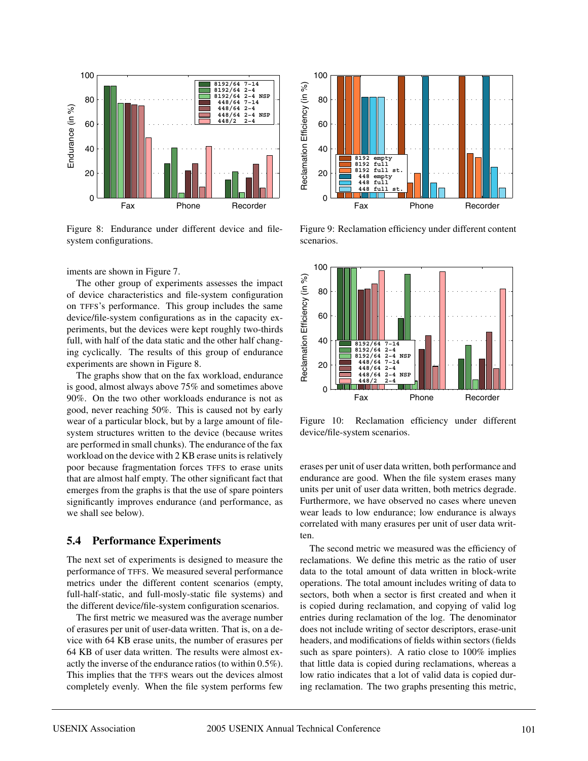Figure 8: Endurance under different device and file-system configurations.

Figure 9: Reclamation efficiency under different content scenarios.

Figure 10: Reclamation efficiency under different device/file-system scenarios.

iments are shown in Figure 7.

The other group of experiments assesses the impact of device characteristics and file-system configuration on TFFS's performance. This group includes the same device/file-system configurations as in the capacity experiments, but the devices were kept roughly two-thirds full, with half of the data static and the other half changing cyclically. The results of this group of endurance experiments are shown in Figure 8.

The graphs show that on the fax workload, endurance is good, almost always above 75% and sometimes above 90%. On the two other workloads endurance is not as good, never reaching 50%. This is caused not by early wear of a particular block, but by a large amount of file-system structures written to the device (because writes are performed in small chunks). The endurance of the fax workload on the device with 2 KB erase units is relatively poor because fragmentation forces TFFS to erase units that are almost half empty. The other significant fact that emerges from the graphs is that the use of spare pointers significantly improves endurance (and performance, as we shall see below).

### 5.4 Performance Experiments

The next set of experiments is designed to measure the performance of TFFS. We measured several performance metrics under the different content scenarios (empty, full-half-static, and full-mosly-static file systems) and the different device/file-system configuration scenarios.

The first metric we measured was the average number of erasures per unit of user-data written. That is, on a device with 64 KB erase units, the number of erasures per 64 KB of user data written. The results were almost exactly the inverse of the endurance ratios (to within 0.5%). This implies that the TFFS wears out the devices almost completely evenly. When the file system performs few erases per unit of user data written, both performance and endurance are good. When the file system erases many units per unit of user data written, both metrics degrade. Furthermore, we have observed no cases where uneven wear leads to low endurance; low endurance is always correlated with many erasures per unit of user data written.

The second metric we measured was the efficiency of reclamations. We define this metric as the ratio of user data to the total amount of data written in block-write operations. The total amount includes writing of data to sectors, both when a sector is first created and when it is copied during reclamation, and copying of valid log entries during reclamation of the log. The denominator does not include writing of sector descriptors, erase-unit headers, and modifications of fields within sectors (fields such as spare pointers). A ratio close to 100% implies that little data is copied during reclamations, whereas a low ratio indicates that a lot of valid data is copied during reclamation. The two graphs presenting this metric,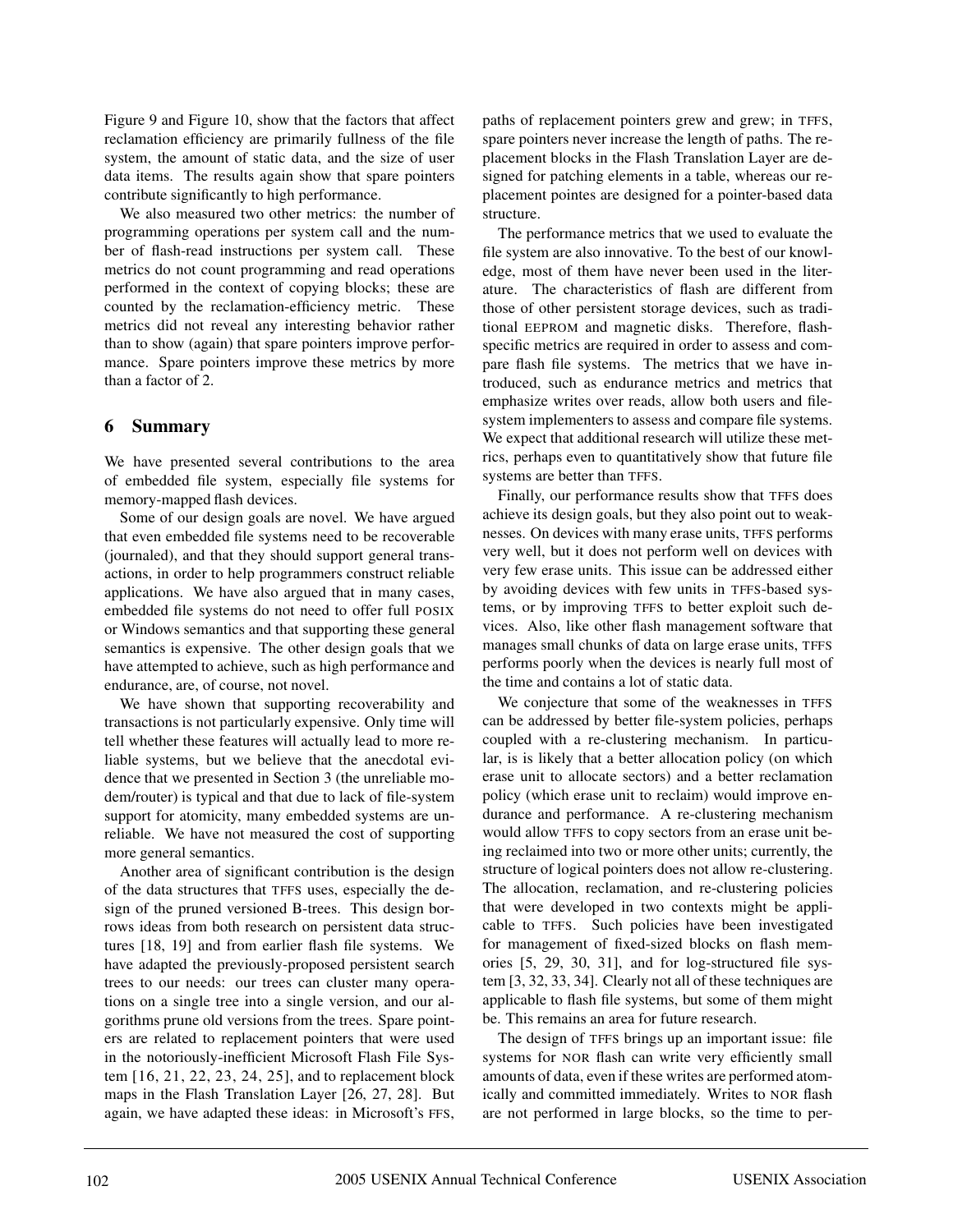Figure 9 and Figure 10, show that the factors that affect reclamation efficiency are primarily fullness of the file system, the amount of static data, and the size of user data items. The results again show that spare pointers contribute significantly to high performance.

We also measured two other metrics: the number of programming operations per system call and the number of flash-read instructions per system call. These metrics do not count programming and read operations performed in the context of copying blocks; these are counted by the reclamation-efficiency metric. These metrics did not reveal any interesting behavior rather than to show (again) that spare pointers improve performance. Spare pointers improve these metrics by more than a factor of 2.

## 6 Summary

We have presented several contributions to the area of embedded file system, especially file systems for memory-mapped flash devices.

Some of our design goals are novel. We have argued that even embedded file systems need to be recoverable (journaled), and that they should support general transactions, in order to help programmers construct reliable applications. We have also argued that in many cases, embedded file systems do not need to offer full POSIX or Windows semantics and that supporting these general semantics is expensive. The other design goals that we have attempted to achieve, such as high performance and endurance, are, of course, not novel.

We have shown that supporting recoverability and transactions is not particularly expensive. Only time will tell whether these features will actually lead to more reliable systems, but we believe that the anecdotal evidence that we presented in Section 3 (the unreliable modem/router) is typical and that due to lack of file-system support for atomicity, many embedded systems are unreliable. We have not measured the cost of supporting more general semantics.

Another area of significant contribution is the design of the data structures that TFFS uses, especially the design of the pruned versioned B-trees. This design borrows ideas from both research on persistent data structures [18, 19] and from earlier flash file systems. We have adapted the previously-proposed persistent search trees to our needs: our trees can cluster many operations on a single tree into a single version, and our algorithms prune old versions from the trees. Spare pointers are related to replacement pointers that were used in the notoriously-inefficient Microsoft Flash File System [16, 21, 22, 23, 24, 25], and to replacement block maps in the Flash Translation Layer [26, 27, 28]. But again, we have adapted these ideas: in Microsoft's FFS, paths of replacement pointers grew and grew; in TFFS, spare pointers never increase the length of paths. The replacement blocks in the Flash Translation Layer are designed for patching elements in a table, whereas our replacement pointes are designed for a pointer-based data structure.

The performance metrics that we used to evaluate the file system are also innovative. To the best of our knowledge, most of them have never been used in the literature. The characteristics of flash are different from those of other persistent storage devices, such as traditional EEPROM and magnetic disks. Therefore, flash-specific metrics are required in order to assess and compare flash file systems. The metrics that we have introduced, such as endurance metrics and metrics that emphasize writes over reads, allow both users and file-system implementers to assess and compare file systems. We expect that additional research will utilize these metrics, perhaps even to quantitatively show that future file systems are better than TFFS.

Finally, our performance results show that TFFS does achieve its design goals, but they also point out to weaknesses. On devices with many erase units, TFFS performs very well, but it does not perform well on devices with very few erase units. This issue can be addressed either by avoiding devices with few units in TFFS-based systems, or by improving TFFS to better exploit such devices. Also, like other flash management software that manages small chunks of data on large erase units, TFFS performs poorly when the devices is nearly full most of the time and contains a lot of static data.

We conjecture that some of the weaknesses in TFFS can be addressed by better file-system policies, perhaps coupled with a re-clustering mechanism. In particular, is is likely that a better allocation policy (on which erase unit to allocate sectors) and a better reclamation policy (which erase unit to reclaim) would improve endurance and performance. A re-clustering mechanism would allow TFFS to copy sectors from an erase unit being reclaimed into two or more other units; currently, the structure of logical pointers does not allow re-clustering. The allocation, reclamation, and re-clustering policies that were developed in two contexts might be applicable to TFFS. Such policies have been investigated for management of fixed-sized blocks on flash memories [5, 29, 30, 31], and for log-structured file system [3, 32, 33, 34]. Clearly not all of these techniques are applicable to flash file systems, but some of them might be. This remains an area for future research.

The design of TFFS brings up an important issue: file systems for NOR flash can write very efficiently small amounts of data, even if these writes are performed atomically and committed immediately. Writes to NOR flash are not performed in large blocks, so the time to per-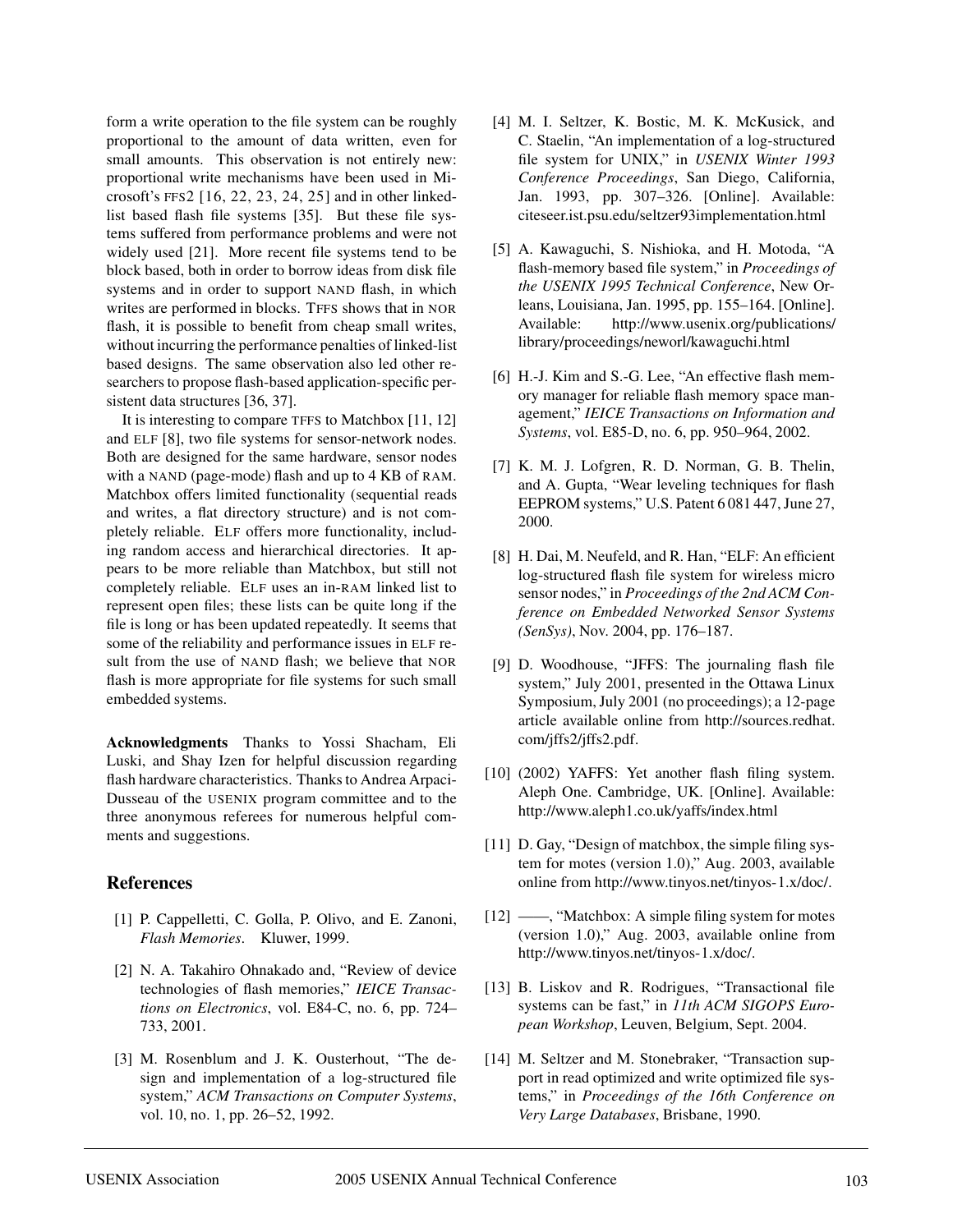form a write operation to the file system can be roughly proportional to the amount of data written, even for small amounts. This observation is not entirely new: proportional write mechanisms have been used in Microsoft's FFS2 [16, 22, 23, 24, 25] and in other linked-list based flash file systems [35]. But these file systems suffered from performance problems and were not widely used [21]. More recent file systems tend to be block based, both in order to borrow ideas from disk file systems and in order to support NAND flash, in which writes are performed in blocks. TFFS shows that in NOR flash, it is possible to benefit from cheap small writes, without incurring the performance penalties of linked-list based designs. The same observation also led other researchers to propose flash-based application-specific persistent data structures [36, 37].

It is interesting to compare TFFS to Matchbox [11, 12] and ELF [8], two file systems for sensor-network nodes. Both are designed for the same hardware, sensor nodes with a NAND (page-mode) flash and up to 4 KB of RAM. Matchbox offers limited functionality (sequential reads and writes, a flat directory structure) and is not completely reliable. ELF offers more functionality, including random access and hierarchical directories. It appears to be more reliable than Matchbox, but still not completely reliable. ELF uses an in-RAM linked list to represent open files; these lists can be quite long if the file is long or has been updated repeatedly. It seems that some of the reliability and performance issues in ELF result from the use of NAND flash; we believe that NOR flash is more appropriate for file systems for such small embedded systems.

**Acknowledgments** Thanks to Yossi Shacham, Eli Luski, and Shay Izen for helpful discussion regarding flash hardware characteristics. Thanks to Andrea Arpaci-Dusseau of the USENIX program committee and to the three anonymous referees for numerous helpful comments and suggestions.

## References

[1] P. Cappelletti, C. Golla, P. Olivo, and E. Zanoni, *Flash Memories*. Kluwer, 1999.

[2] N. A. Takahiro Ohnakado and, "Review of device technologies of flash memories," *IEICE Transactions on Electronics*, vol. E84-C, no. 6, pp. 724–733, 2001.

[3] M. Rosenblum and J. K. Ousterhout, "The design and implementation of a log-structured file system," *ACM Transactions on Computer Systems*, vol. 10, no. 1, pp. 26–52, 1992.

[4] M. I. Seltzer, K. Bostic, M. K. McKusick, and C. Staelin, "An implementation of a log-structured file system for UNIX," in *USENIX Winter 1993 Conference Proceedings*, San Diego, California, Jan. 1993, pp. 307–326. [Online]. Available: citeseer.ist.psu.edu/seltzer93implementation.html

[5] A. Kawaguchi, S. Nishioka, and H. Motoda, "A flash-memory based file system," in *Proceedings of the USENIX 1995 Technical Conference*, New Orleans, Louisiana, Jan. 1995, pp. 155–164. [Online]. Available: http://www.usenix.org/publications/library/proceedings/neworl/kawaguchi.html

[6] H.-J. Kim and S.-G. Lee, "An effective flash memory manager for reliable flash memory space management," *IEICE Transactions on Information and Systems*, vol. E85-D, no. 6, pp. 950–964, 2002.

[7] K. M. J. Lofgren, R. D. Norman, G. B. Thelin, and A. Gupta, "Wear leveling techniques for flash EEPROM systems," U.S. Patent 6 081 447, June 27, 2000.

[8] H. Dai, M. Neufeld, and R. Han, "ELF: An efficient log-structured flash file system for wireless micro sensor nodes," in *Proceedings of the 2nd ACM Conference on Embedded Networked Sensor Systems (SenSys)*, Nov. 2004, pp. 176–187.

[9] D. Woodhouse, "JFFS: The journaling flash file system," July 2001, presented in the Ottawa Linux Symposium, July 2001 (no proceedings); a 12-page article available online from http://sources.redhat.com/jffs2/jffs2.pdf.

[10] (2002) YAFFS: Yet another flash filing system. Aleph One. Cambridge, UK. [Online]. Available: http://www.aleph1.co.uk/yaffs/index.html

[11] D. Gay, "Design of matchbox, the simple filing system for motes (version 1.0)," Aug. 2003, available online from http://www.tinyos.net/tinyos-1.x/doc/.

[12] ——, "Matchbox: A simple filing system for motes (version 1.0)," Aug. 2003, available online from http://www.tinyos.net/tinyos-1.x/doc/.

[13] B. Liskov and R. Rodrigues, "Transactional file systems can be fast," in *11th ACM SIGOPS European Workshop*, Leuven, Belgium, Sept. 2004.

[14] M. Seltzer and M. Stonebraker, "Transaction support in read optimized and write optimized file systems," in *Proceedings of the 16th Conference on Very Large Databases*, Brisbane, 1990.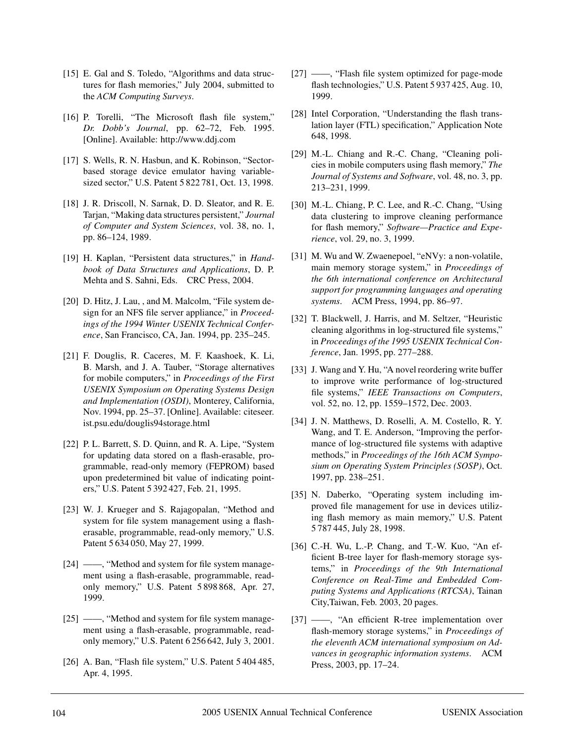[15] E. Gal and S. Toledo, "Algorithms and data structures for flash memories," July 2004, submitted to the *ACM Computing Surveys*.

[16] P. Torelli, "The Microsoft flash file system," *Dr. Dobb's Journal*, pp. 62–72, Feb. 1995. [Online]. Available: http://www.ddj.com

[17] S. Wells, R. N. Hasbun, and K. Robinson, "Sector-based storage device emulator having variable-sized sector," U.S. Patent 5 822 781, Oct. 13, 1998.

[18] J. R. Driscoll, N. Sarnak, D. D. Sleator, and R. E. Tarjan, "Making data structures persistent," *Journal of Computer and System Sciences*, vol. 38, no. 1, pp. 86–124, 1989.

[19] H. Kaplan, "Persistent data structures," in *Handbook of Data Structures and Applications*, D. P. Mehta and S. Sahni, Eds. CRC Press, 2004.

[20] D. Hitz, J. Lau, , and M. Malcolm, "File system design for an NFS file server appliance," in *Proceedings of the 1994 Winter USENIX Technical Conference*, San Francisco, CA, Jan. 1994, pp. 235–245.

[21] F. Douglis, R. Caceres, M. F. Kaashoek, K. Li, B. Marsh, and J. A. Tauber, "Storage alternatives for mobile computers," in *Proceedings of the First USENIX Symposium on Operating Systems Design and Implementation (OSDI)*, Monterey, California, Nov. 1994, pp. 25–37. [Online]. Available: citeseer.ist.psu.edu/douglis94storage.html

[22] P. L. Barrett, S. D. Quinn, and R. A. Lipe, "System for updating data stored on a flash-erasable, programmable, read-only memory (FEPROM) based upon predetermined bit value of indicating pointers," U.S. Patent 5 392 427, Feb. 21, 1995.

[23] W. J. Krueger and S. Rajagopalan, "Method and system for file system management using a flash-erasable, programmable, read-only memory," U.S. Patent 5 634 050, May 27, 1999.

[24] ——, "Method and system for file system management using a flash-erasable, programmable, read-only memory," U.S. Patent 5 898 868, Apr. 27, 1999.

[25] ——, "Method and system for file system management using a flash-erasable, programmable, read-only memory," U.S. Patent 6 256 642, July 3, 2001.

[26] A. Ban, "Flash file system," U.S. Patent 5 404 485, Apr. 4, 1995.

[27] ——, "Flash file system optimized for page-mode flash technologies," U.S. Patent 5 937 425, Aug. 10, 1999.

[28] Intel Corporation, "Understanding the flash translation layer (FTL) specification," Application Note 648, 1998.

[29] M.-L. Chiang and R.-C. Chang, "Cleaning policies in mobile computers using flash memory," *The Journal of Systems and Software*, vol. 48, no. 3, pp. 213–231, 1999.

[30] M.-L. Chiang, P. C. Lee, and R.-C. Chang, "Using data clustering to improve cleaning performance for flash memory," *Software—Practice and Experience*, vol. 29, no. 3, 1999.

[31] M. Wu and W. Zwaenepoel, "eNVy: a non-volatile, main memory storage system," in *Proceedings of the 6th international conference on Architectural support for programming languages and operating systems*. ACM Press, 1994, pp. 86–97.

[32] T. Blackwell, J. Harris, and M. Seltzer, "Heuristic cleaning algorithms in log-structured file systems," in *Proceedings of the 1995 USENIX Technical Conference*, Jan. 1995, pp. 277–288.

[33] J. Wang and Y. Hu, "A novel reordering write buffer to improve write performance of log-structured file systems," *IEEE Transactions on Computers*, vol. 52, no. 12, pp. 1559–1572, Dec. 2003.

[34] J. N. Matthews, D. Roselli, A. M. Costello, R. Y. Wang, and T. E. Anderson, "Improving the performance of log-structured file systems with adaptive methods," in *Proceedings of the 16th ACM Symposium on Operating System Principles (SOSP)*, Oct. 1997, pp. 238–251.

[35] N. Daberko, "Operating system including improved file management for use in devices utilizing flash memory as main memory," U.S. Patent 5 787 445, July 28, 1998.

[36] C.-H. Wu, L.-P. Chang, and T.-W. Kuo, "An efficient B-tree layer for flash-memory storage systems," in *Proceedings of the 9th International Conference on Real-Time and Embedded Computing Systems and Applications (RTCSA)*, Tainan City,Taiwan, Feb. 2003, 20 pages.

[37] ——, "An efficient R-tree implementation over flash-memory storage systems," in *Proceedings of the eleventh ACM international symposium on Advances in geographic information systems*. ACM Press, 2003, pp. 17–24.